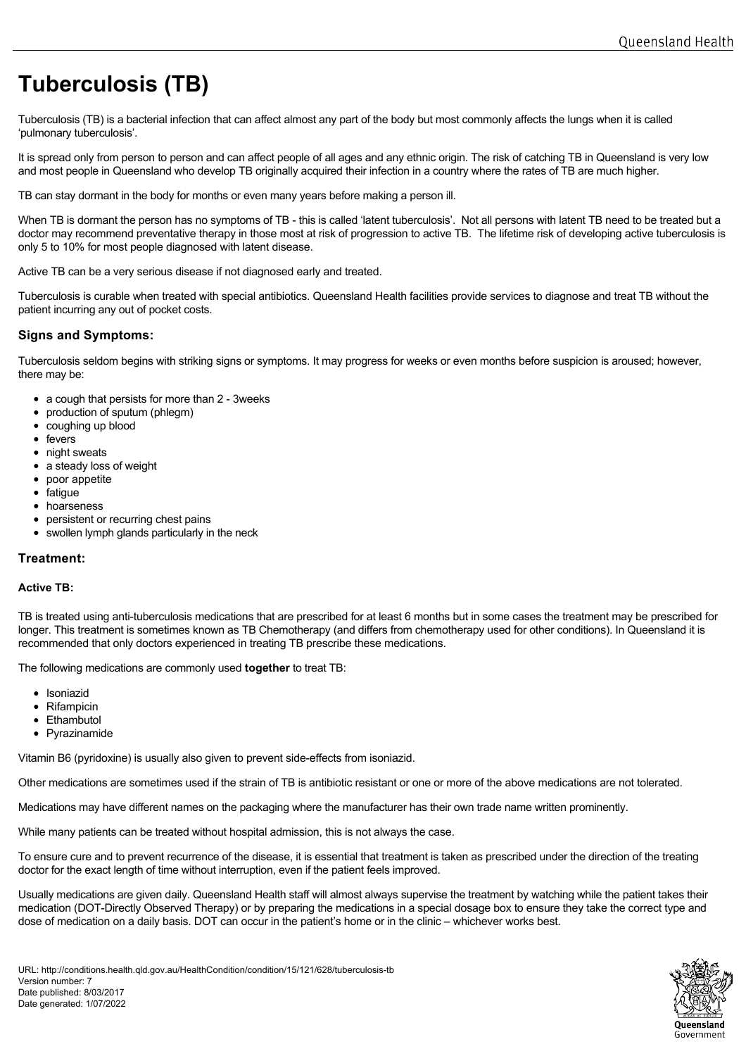# Tuberculosis (TB)

Tuberculosis (TB) is a bacterial infection that can affect almost any part of the body but most commonly affects the lungs when it is called 'pulmonary tuberculosis'.

It is spread only from person to person and can affect people of all ages and any ethnic origin. The risk of catching TB in Queensland is very low and most people in Queensland who develop TB originally acquired their infection in a country where the rates of TB are much higher.

TB can stay dormant in the body for months or even many years before making a person ill.

When TB is dormant the person has no symptoms of TB - this is called 'latent tuberculosis'. Not all persons with latent TB need to be treated but a doctor may recommend preventative therapy in those most at risk of progression to active TB. The lifetime risk of developing active tuberculosis is only 5 to 10% for most people diagnosed with latent disease.

Active TB can be a very serious disease if not diagnosed early and treated.

Tuberculosis is curable when treated with special antibiotics. Queensland Health facilities provide services to diagnose and treat TB without the patient incurring any out of pocket costs.

## Signs and Symptoms:

Tuberculosis seldom begins with striking signs or symptoms. It may progress for weeks or even months before suspicion is aroused; however, there may be:

- a cough that persists for more than 2 - 3weeks
- production of sputum (phlegm)
- coughing up blood
- fevers
- night sweats
- a steady loss of weight
- poor appetite
- fatigue
- hoarseness
- persistent or recurring chest pains
- swollen lymph glands particularly in the neck

## Treatment:

### Active TB:

TB is treated using anti-tuberculosis medications that are prescribed for at least 6 months but in some cases the treatment may be prescribed for longer. This treatment is sometimes known as TB Chemotherapy (and differs from chemotherapy used for other conditions). In Queensland it is recommended that only doctors experienced in treating TB prescribe these medications.

The following medications are commonly used **together** to treat TB:

- Isoniazid
- Rifampicin
- Ethambutol
- Pyrazinamide

Vitamin B6 (pyridoxine) is usually also given to prevent side-effects from isoniazid.

Other medications are sometimes used if the strain of TB is antibiotic resistant or one or more of the above medications are not tolerated.

Medications may have different names on the packaging where the manufacturer has their own trade name written prominently.

While many patients can be treated without hospital admission, this is not always the case.

To ensure cure and to prevent recurrence of the disease, it is essential that treatment is taken as prescribed under the direction of the treating doctor for the exact length of time without interruption, even if the patient feels improved.

Usually medications are given daily. Queensland Health staff will almost always supervise the treatment by watching while the patient takes their medication (DOT-Directly Observed Therapy) or by preparing the medications in a special dosage box to ensure they take the correct type and dose of medication on a daily basis. DOT can occur in the patient's home or in the clinic – whichever works best.

URL: http://conditions.health.qld.gov.au/HealthCondition/condition/15/121/628/tuberculosis-tb
Version number: 7
Date published: 8/03/2017
Date generated: 1/07/2022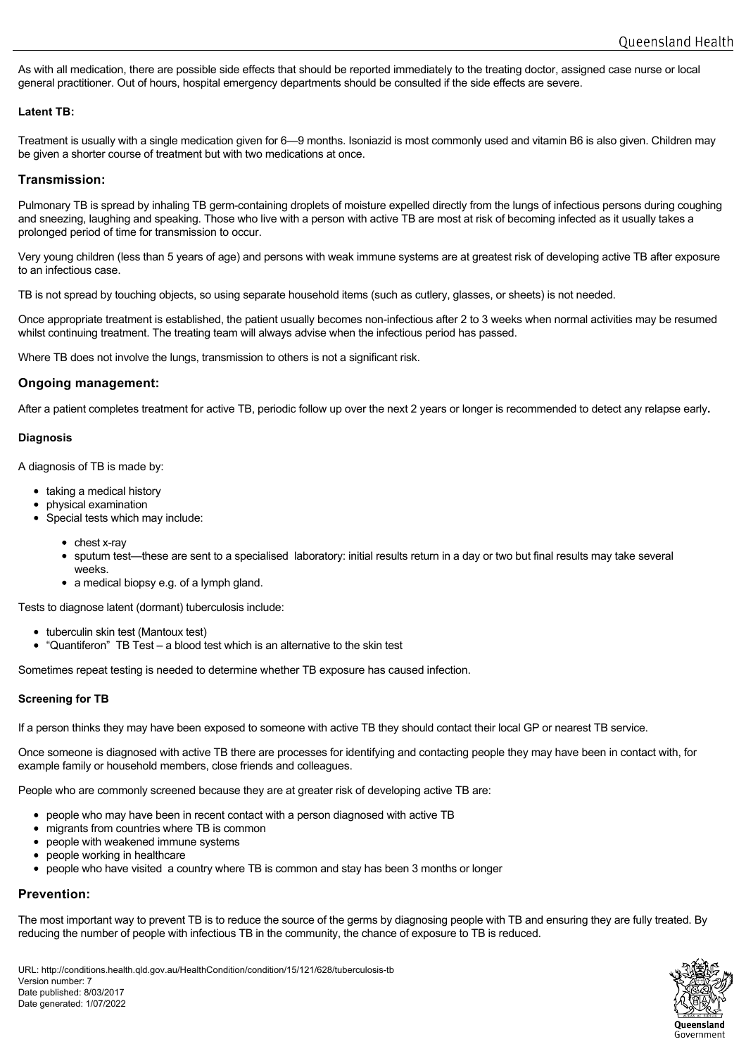As with all medication, there are possible side effects that should be reported immediately to the treating doctor, assigned case nurse or local general practitioner. Out of hours, hospital emergency departments should be consulted if the side effects are severe.

### Latent TB:

Treatment is usually with a single medication given for 6—9 months. Isoniazid is most commonly used and vitamin B6 is also given. Children may be given a shorter course of treatment but with two medications at once.

## Transmission:

Pulmonary TB is spread by inhaling TB germ-containing droplets of moisture expelled directly from the lungs of infectious persons during coughing and sneezing, laughing and speaking. Those who live with a person with active TB are most at risk of becoming infected as it usually takes a prolonged period of time for transmission to occur.

Very young children (less than 5 years of age) and persons with weak immune systems are at greatest risk of developing active TB after exposure to an infectious case.

TB is not spread by touching objects, so using separate household items (such as cutlery, glasses, or sheets) is not needed.

Once appropriate treatment is established, the patient usually becomes non-infectious after 2 to 3 weeks when normal activities may be resumed whilst continuing treatment. The treating team will always advise when the infectious period has passed.

Where TB does not involve the lungs, transmission to others is not a significant risk.

## Ongoing management:

After a patient completes treatment for active TB, periodic follow up over the next 2 years or longer is recommended to detect any relapse early**.**

### Diagnosis

A diagnosis of TB is made by:

- taking a medical history
- physical examination
- Special tests which may include:
  - chest x-ray
  - sputum test—these are sent to a specialised laboratory: initial results return in a day or two but final results may take several weeks.
  - a medical biopsy e.g. of a lymph gland.

Tests to diagnose latent (dormant) tuberculosis include:

- tuberculin skin test (Mantoux test)
- "Quantiferon" TB Test – a blood test which is an alternative to the skin test

Sometimes repeat testing is needed to determine whether TB exposure has caused infection.

### Screening for TB

If a person thinks they may have been exposed to someone with active TB they should contact their local GP or nearest TB service.

Once someone is diagnosed with active TB there are processes for identifying and contacting people they may have been in contact with, for example family or household members, close friends and colleagues.

People who are commonly screened because they are at greater risk of developing active TB are:

- people who may have been in recent contact with a person diagnosed with active TB
- migrants from countries where TB is common
- people with weakened immune systems
- people working in healthcare
- people who have visited a country where TB is common and stay has been 3 months or longer

## Prevention:

The most important way to prevent TB is to reduce the source of the germs by diagnosing people with TB and ensuring they are fully treated. By reducing the number of people with infectious TB in the community, the chance of exposure to TB is reduced.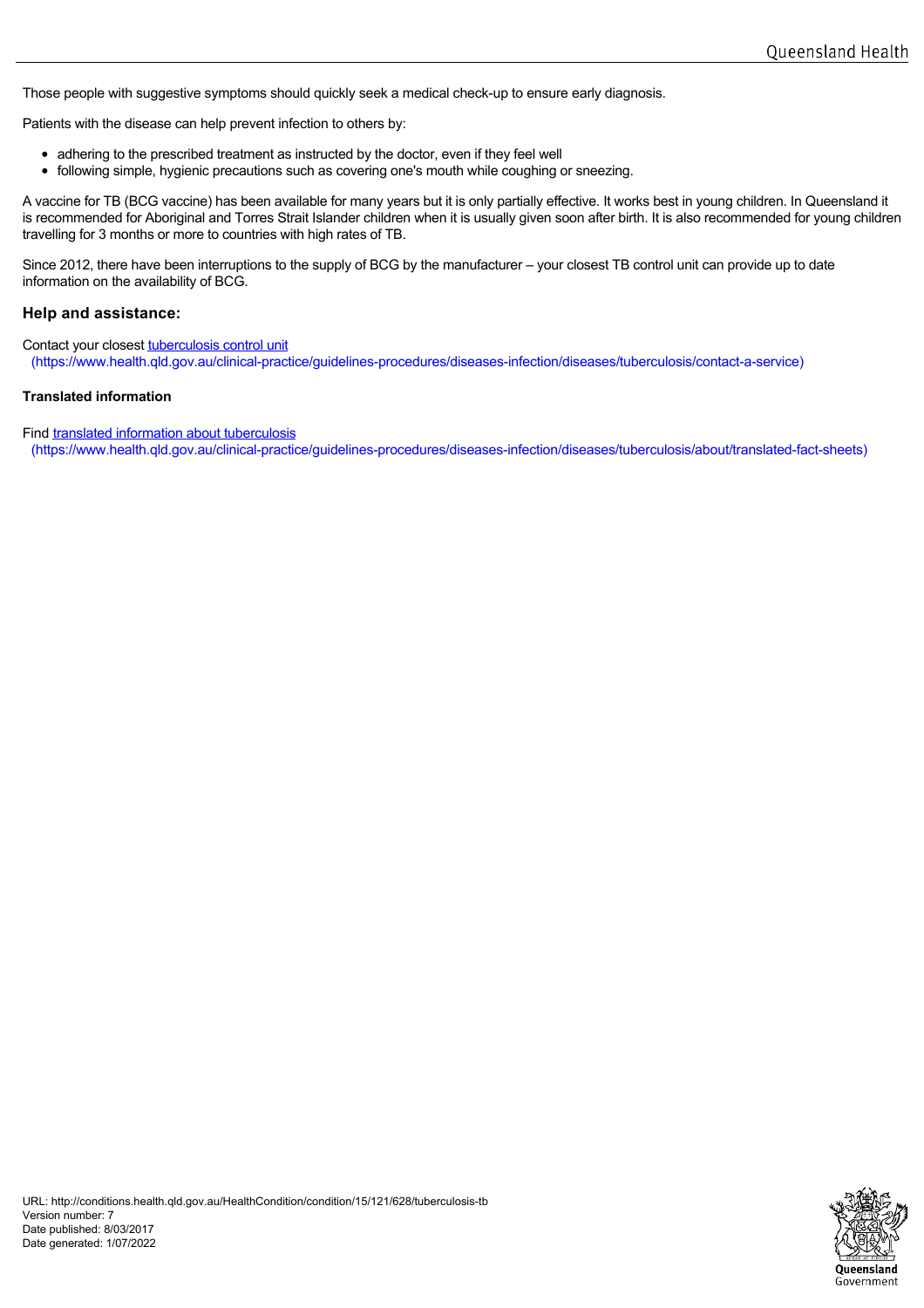Those people with suggestive symptoms should quickly seek a medical check-up to ensure early diagnosis.

Patients with the disease can help prevent infection to others by:

- adhering to the prescribed treatment as instructed by the doctor, even if they feel well
- following simple, hygienic precautions such as covering one's mouth while coughing or sneezing.

A vaccine for TB (BCG vaccine) has been available for many years but it is only partially effective. It works best in young children. In Queensland it is recommended for Aboriginal and Torres Strait Islander children when it is usually given soon after birth. It is also recommended for young children travelling for 3 months or more to countries with high rates of TB.

Since 2012, there have been interruptions to the supply of BCG by the manufacturer – your closest TB control unit can provide up to date information on the availability of BCG.

## Help and assistance:

Contact your closest [tuberculosis control unit](https://www.health.qld.gov.au/clinical-practice/guidelines-procedures/diseases-infection/diseases/tuberculosis/contact-a-service)
(https://www.health.qld.gov.au/clinical-practice/guidelines-procedures/diseases-infection/diseases/tuberculosis/contact-a-service)

### Translated information

Find [translated information about tuberculosis](https://www.health.qld.gov.au/clinical-practice/guidelines-procedures/diseases-infection/diseases/tuberculosis/about/translated-fact-sheets)
(https://www.health.qld.gov.au/clinical-practice/guidelines-procedures/diseases-infection/diseases/tuberculosis/about/translated-fact-sheets)

URL: http://conditions.health.qld.gov.au/HealthCondition/condition/15/121/628/tuberculosis-tb
Version number: 7
Date published: 8/03/2017
Date generated: 1/07/2022